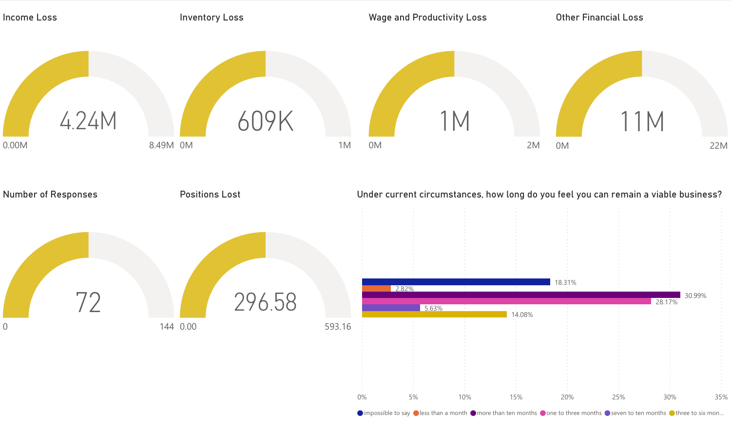## Income Loss

4.24M

0.00M — 8.49M

## Inventory Loss

609K

0M — 1M

## Wage and Productivity Loss

1M

0M — 2M

## Other Financial Loss

11M

0M — 22M

## Number of Responses

72

0 — 144

## Positions Lost

296.58

0.00 — 593.16

## Under current circumstances, how long do you feel you can remain a viable business?

| Response | Percentage |
| --- | --- |
| impossible to say | 18.31% |
| less than a month | 2.82% |
| more than ten months | 30.99% |
| one to three months | 28.17% |
| seven to ten months | 5.63% |
| three to six mon... | 14.08% |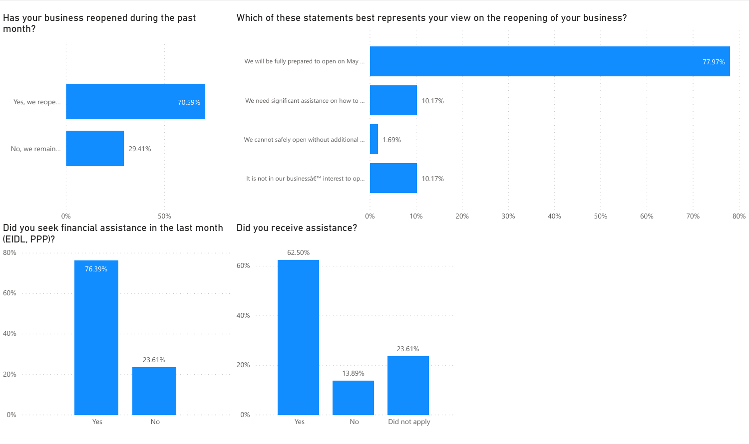## Has your business reopened during the past month?

Yes, we reope...
70.59%
No, we remain...
29.41%
0%
50%

## Which of these statements best represents your view on the reopening of your business?

We will be fully prepared to open on May ...
77.97%
We need significant assistance on how to ...
10.17%
We cannot safely open without additional ...
1.69%
It is not in our businessâ€™ interest to op...
10.17%
0%
10%
20%
30%
40%
50%
60%
70%
80%

## Did you seek financial assistance in the last month (EIDL, PPP)?

80%
60%
40%
20%
0%
76.39%
23.61%
Yes
No

## Did you receive assistance?

60%
40%
20%
0%
62.50%
13.89%
23.61%
Yes
No
Did not apply